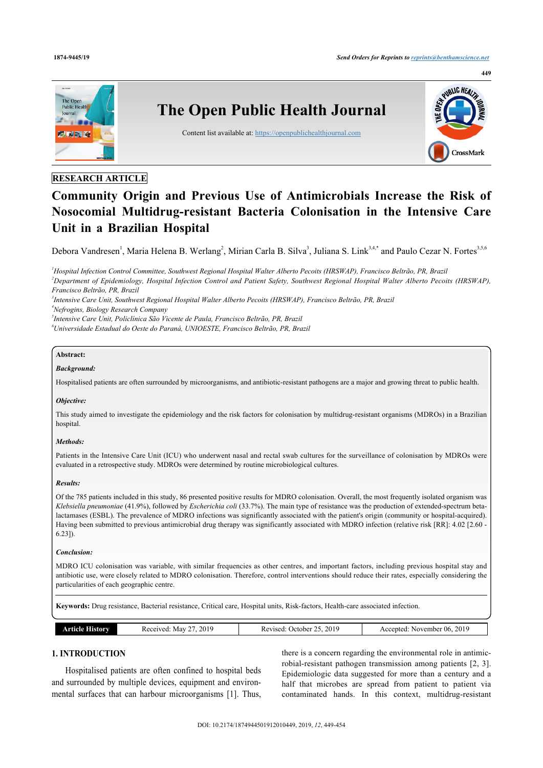RESEARCH ARTICLE

# Community Origin and Previous Use of Antimicrobials Increase the Risk of Nosocomial Multidrug-resistant Bacteria Colonisation in the Intensive Care Unit in a Brazilian Hospital

Debora Vandresen[1], Maria Helena B. Werlang[2], Mirian Carla B. Silva[3], Juliana S. Link[3,4,*] and Paulo Cezar N. Fortes[3,5,6]

[1]*Hospital Infection Control Committee, Southwest Regional Hospital Walter Alberto Pecoits (HRSWAP), Francisco Beltrão, PR, Brazil*
[2]*Department of Epidemiology, Hospital Infection Control and Patient Safety, Southwest Regional Hospital Walter Alberto Pecoits (HRSWAP), Francisco Beltrão, PR, Brazil*
[3]*Intensive Care Unit, Southwest Regional Hospital Walter Alberto Pecoits (HRSWAP), Francisco Beltrão, PR, Brazil*
[4]*Nefrogins, Biology Research Company*
[5]*Intensive Care Unit, Policlínica São Vicente de Paula, Francisco Beltrão, PR, Brazil*
[6]*Universidade Estadual do Oeste do Paraná, UNIOESTE, Francisco Beltrão, PR, Brazil*

**Abstract:**

***Background:***

Hospitalised patients are often surrounded by microorganisms, and antibiotic-resistant pathogens are a major and growing threat to public health.

***Objective:***

This study aimed to investigate the epidemiology and the risk factors for colonisation by multidrug-resistant organisms (MDROs) in a Brazilian hospital.

***Methods:***

Patients in the Intensive Care Unit (ICU) who underwent nasal and rectal swab cultures for the surveillance of colonisation by MDROs were evaluated in a retrospective study. MDROs were determined by routine microbiological cultures.

***Results:***

Of the 785 patients included in this study, 86 presented positive results for MDRO colonisation. Overall, the most frequently isolated organism was *Klebsiella pneumoniae* (41.9%), followed by *Escherichia coli* (33.7%). The main type of resistance was the production of extended-spectrum beta-lactamases (ESBL). The prevalence of MDRO infections was significantly associated with the patient's origin (community or hospital-acquired). Having been submitted to previous antimicrobial drug therapy was significantly associated with MDRO infection (relative risk [RR]: 4.02 [2.60 - 6.23]).

***Conclusion:***

MDRO ICU colonisation was variable, with similar frequencies as other centres, and important factors, including previous hospital stay and antibiotic use, were closely related to MDRO colonisation. Therefore, control interventions should reduce their rates, especially considering the particularities of each geographic centre.

**Keywords:** Drug resistance, Bacterial resistance, Critical care, Hospital units, Risk-factors, Health-care associated infection.

| Article History | Received: May 27, 2019 | Revised: October 25, 2019 | Accepted: November 06, 2019 |
|---|---|---|---|

## 1. INTRODUCTION

Hospitalised patients are often confined to hospital beds and surrounded by multiple devices, equipment and environmental surfaces that can harbour microorganisms [1]. Thus, there is a concern regarding the environmental role in antimicrobial-resistant pathogen transmission among patients [2, 3]. Epidemiologic data suggested for more than a century and a half that microbes are spread from patient to patient via contaminated hands. In this context, multidrug-resistant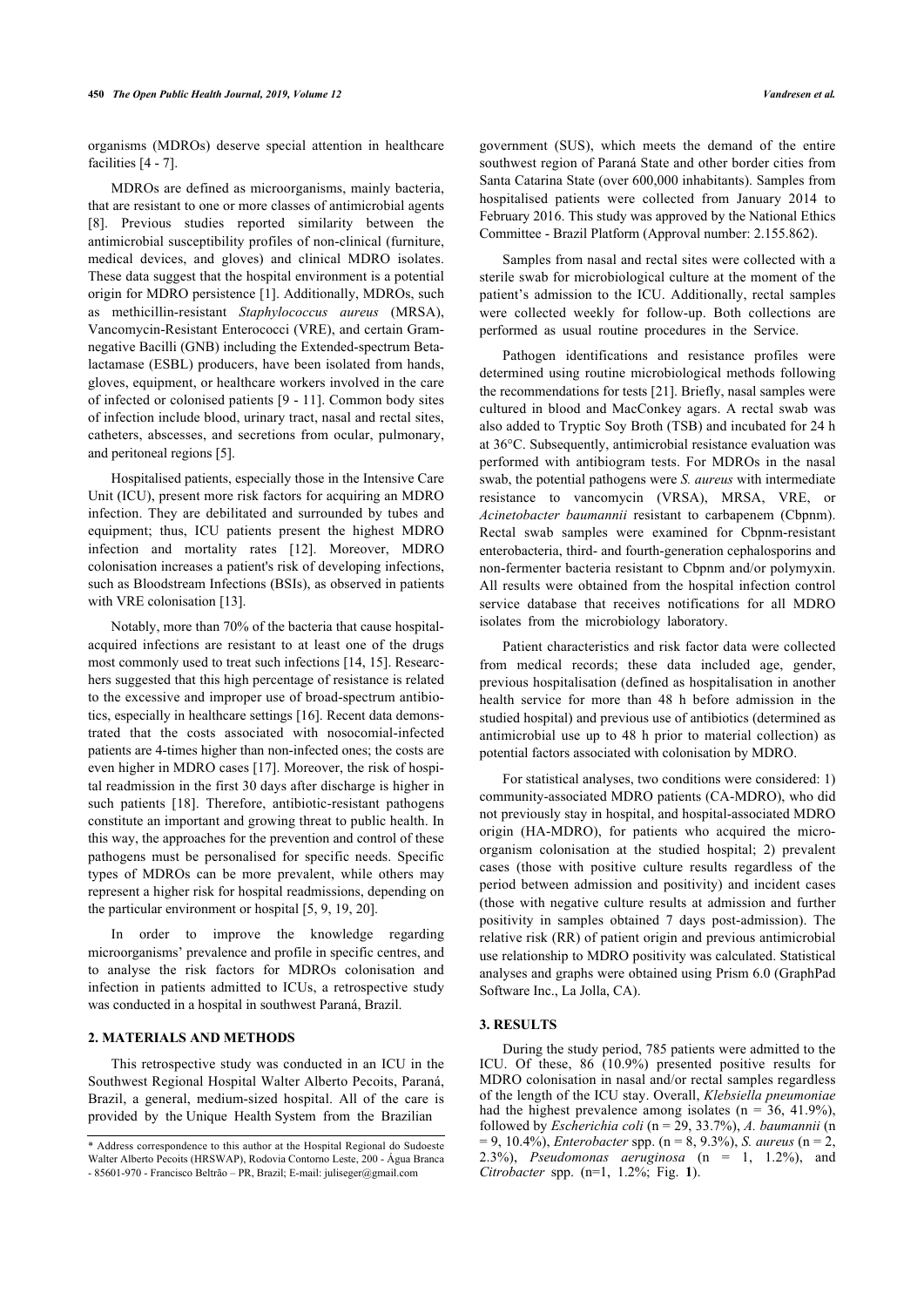organisms (MDROs) deserve special attention in healthcare facilities [4 - 7].

MDROs are defined as microorganisms, mainly bacteria, that are resistant to one or more classes of antimicrobial agents [8]. Previous studies reported similarity between the antimicrobial susceptibility profiles of non-clinical (furniture, medical devices, and gloves) and clinical MDRO isolates. These data suggest that the hospital environment is a potential origin for MDRO persistence [1]. Additionally, MDROs, such as methicillin-resistant *Staphylococcus aureus* (MRSA), Vancomycin-Resistant Enterococci (VRE), and certain Gram-negative Bacilli (GNB) including the Extended-spectrum Beta-lactamase (ESBL) producers, have been isolated from hands, gloves, equipment, or healthcare workers involved in the care of infected or colonised patients [9 - 11]. Common body sites of infection include blood, urinary tract, nasal and rectal sites, catheters, abscesses, and secretions from ocular, pulmonary, and peritoneal regions [5].

Hospitalised patients, especially those in the Intensive Care Unit (ICU), present more risk factors for acquiring an MDRO infection. They are debilitated and surrounded by tubes and equipment; thus, ICU patients present the highest MDRO infection and mortality rates [12]. Moreover, MDRO colonisation increases a patient's risk of developing infections, such as Bloodstream Infections (BSIs), as observed in patients with VRE colonisation [13].

Notably, more than 70% of the bacteria that cause hospital-acquired infections are resistant to at least one of the drugs most commonly used to treat such infections [14, 15]. Researchers suggested that this high percentage of resistance is related to the excessive and improper use of broad-spectrum antibiotics, especially in healthcare settings [16]. Recent data demonstrated that the costs associated with nosocomial-infected patients are 4-times higher than non-infected ones; the costs are even higher in MDRO cases [17]. Moreover, the risk of hospital readmission in the first 30 days after discharge is higher in such patients [18]. Therefore, antibiotic-resistant pathogens constitute an important and growing threat to public health. In this way, the approaches for the prevention and control of these pathogens must be personalised for specific needs. Specific types of MDROs can be more prevalent, while others may represent a higher risk for hospital readmissions, depending on the particular environment or hospital [5, 9, 19, 20].

In order to improve the knowledge regarding microorganisms' prevalence and profile in specific centres, and to analyse the risk factors for MDROs colonisation and infection in patients admitted to ICUs, a retrospective study was conducted in a hospital in southwest Paraná, Brazil.

## 2. MATERIALS AND METHODS

This retrospective study was conducted in an ICU in the Southwest Regional Hospital Walter Alberto Pecoits, Paraná, Brazil, a general, medium-sized hospital. All of the care is provided by the Unique Health System from the Brazilian government (SUS), which meets the demand of the entire southwest region of Paraná State and other border cities from Santa Catarina State (over 600,000 inhabitants). Samples from hospitalised patients were collected from January 2014 to February 2016. This study was approved by the National Ethics Committee - Brazil Platform (Approval number: 2.155.862).

Samples from nasal and rectal sites were collected with a sterile swab for microbiological culture at the moment of the patient's admission to the ICU. Additionally, rectal samples were collected weekly for follow-up. Both collections are performed as usual routine procedures in the Service.

Pathogen identifications and resistance profiles were determined using routine microbiological methods following the recommendations for tests [21]. Briefly, nasal samples were cultured in blood and MacConkey agars. A rectal swab was also added to Tryptic Soy Broth (TSB) and incubated for 24 h at 36°C. Subsequently, antimicrobial resistance evaluation was performed with antibiogram tests. For MDROs in the nasal swab, the potential pathogens were *S. aureus* with intermediate resistance to vancomycin (VRSA), MRSA, VRE, or *Acinetobacter baumannii* resistant to carbapenem (Cbpnm). Rectal swab samples were examined for Cbpnm-resistant enterobacteria, third- and fourth-generation cephalosporins and non-fermenter bacteria resistant to Cbpnm and/or polymyxin. All results were obtained from the hospital infection control service database that receives notifications for all MDRO isolates from the microbiology laboratory.

Patient characteristics and risk factor data were collected from medical records; these data included age, gender, previous hospitalisation (defined as hospitalisation in another health service for more than 48 h before admission in the studied hospital) and previous use of antibiotics (determined as antimicrobial use up to 48 h prior to material collection) as potential factors associated with colonisation by MDRO.

For statistical analyses, two conditions were considered: 1) community-associated MDRO patients (CA-MDRO), who did not previously stay in hospital, and hospital-associated MDRO origin (HA-MDRO), for patients who acquired the microorganism colonisation at the studied hospital; 2) prevalent cases (those with positive culture results regardless of the period between admission and positivity) and incident cases (those with negative culture results at admission and further positivity in samples obtained 7 days post-admission). The relative risk (RR) of patient origin and previous antimicrobial use relationship to MDRO positivity was calculated. Statistical analyses and graphs were obtained using Prism 6.0 (GraphPad Software Inc., La Jolla, CA).

## 3. RESULTS

During the study period, 785 patients were admitted to the ICU. Of these, 86 (10.9%) presented positive results for MDRO colonisation in nasal and/or rectal samples regardless of the length of the ICU stay. Overall, *Klebsiella pneumoniae* had the highest prevalence among isolates (n = 36, 41.9%), followed by *Escherichia coli* (n = 29, 33.7%), *A. baumannii* (n = 9, 10.4%), *Enterobacter* spp. (n = 8, 9.3%), *S. aureus* (n = 2, 2.3%), *Pseudomonas aeruginosa* (n = 1, 1.2%), and *Citrobacter* spp. (n=1, 1.2%; Fig. **1**).

\* Address correspondence to this author at the Hospital Regional do Sudoeste Walter Alberto Pecoits (HRSWAP), Rodovia Contorno Leste, 200 - Água Branca - 85601-970 - Francisco Beltrão – PR, Brazil; E-mail: juliseger@gmail.com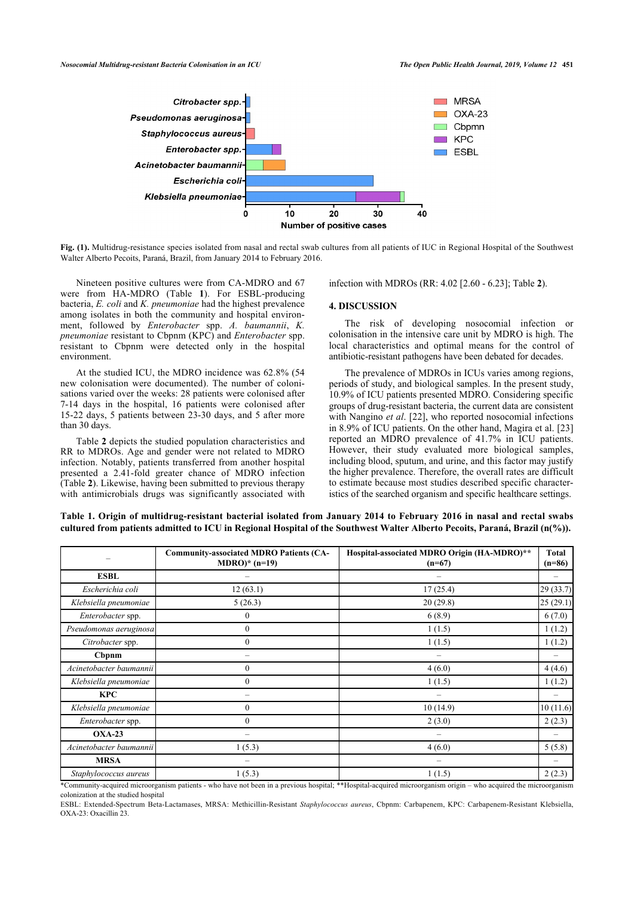Fig. (1). Multidrug-resistance species isolated from nasal and rectal swab cultures from all patients of IUC in Regional Hospital of the Southwest Walter Alberto Pecoits, Paraná, Brazil, from January 2014 to February 2016.

Nineteen positive cultures were from CA-MDRO and 67 were from HA-MDRO (Table **1**). For ESBL-producing bacteria, *E. coli* and *K. pneumoniae* had the highest prevalence among isolates in both the community and hospital environment, followed by *Enterobacter* spp. *A. baumannii*, *K. pneumoniae* resistant to Cbpnm (KPC) and *Enterobacter* spp. resistant to Cbpnm were detected only in the hospital environment.

At the studied ICU, the MDRO incidence was 62.8% (54 new colonisation were documented). The number of colonisations varied over the weeks: 28 patients were colonised after 7-14 days in the hospital, 16 patients were colonised after 15-22 days, 5 patients between 23-30 days, and 5 after more than 30 days.

Table **2** depicts the studied population characteristics and RR to MDROs. Age and gender were not related to MDRO infection. Notably, patients transferred from another hospital presented a 2.41-fold greater chance of MDRO infection (Table **2**). Likewise, having been submitted to previous therapy with antimicrobials drugs was significantly associated with infection with MDROs (RR: 4.02 [2.60 - 6.23]; Table **2**).

## 4. DISCUSSION

The risk of developing nosocomial infection or colonisation in the intensive care unit by MDRO is high. The local characteristics and optimal means for the control of antibiotic-resistant pathogens have been debated for decades.

The prevalence of MDROs in ICUs varies among regions, periods of study, and biological samples. In the present study, 10.9% of ICU patients presented MDRO. Considering specific groups of drug-resistant bacteria, the current data are consistent with Nangino *et al*. [22], who reported nosocomial infections in 8.9% of ICU patients. On the other hand, Magira et al. [23] reported an MDRO prevalence of 41.7% in ICU patients. However, their study evaluated more biological samples, including blood, sputum, and urine, and this factor may justify the higher prevalence. Therefore, the overall rates are difficult to estimate because most studies described specific characteristics of the searched organism and specific healthcare settings.

**Table 1. Origin of multidrug-resistant bacterial isolated from January 2014 to February 2016 in nasal and rectal swabs cultured from patients admitted to ICU in Regional Hospital of the Southwest Walter Alberto Pecoits, Paraná, Brazil (n(%)).**

| – | Community-associated MDRO Patients (CA-MDRO)* (n=19) | Hospital-associated MDRO Origin (HA-MDRO)** (n=67) | Total (n=86) |
|---|---|---|---|
| **ESBL** | – | – | – |
| *Escherichia coli* | 12 (63.1) | 17 (25.4) | 29 (33.7) |
| *Klebsiella pneumoniae* | 5 (26.3) | 20 (29.8) | 25 (29.1) |
| *Enterobacter* spp. | 0 | 6 (8.9) | 6 (7.0) |
| *Pseudomonas aeruginosa* | 0 | 1 (1.5) | 1 (1.2) |
| *Citrobacter* spp. | 0 | 1 (1.5) | 1 (1.2) |
| **Cbpnm** | – | – | – |
| *Acinetobacter baumannii* | 0 | 4 (6.0) | 4 (4.6) |
| *Klebsiella pneumoniae* | 0 | 1 (1.5) | 1 (1.2) |
| **KPC** | – | – | – |
| *Klebsiella pneumoniae* | 0 | 10 (14.9) | 10 (11.6) |
| *Enterobacter* spp. | 0 | 2 (3.0) | 2 (2.3) |
| **OXA-23** | – | – | – |
| *Acinetobacter baumannii* | 1 (5.3) | 4 (6.0) | 5 (5.8) |
| **MRSA** | – | – | – |
| *Staphylococcus aureus* | 1 (5.3) | 1 (1.5) | 2 (2.3) |

*Community-acquired microorganism patients - who have not been in a previous hospital; **Hospital-acquired microorganism origin – who acquired the microorganism colonization at the studied hospital

ESBL: Extended-Spectrum Beta-Lactamases, MRSA: Methicillin-Resistant *Staphylococcus aureus*, Cbpnm: Carbapenem, KPC: Carbapenem-Resistant Klebsiella, OXA-23: Oxacillin 23.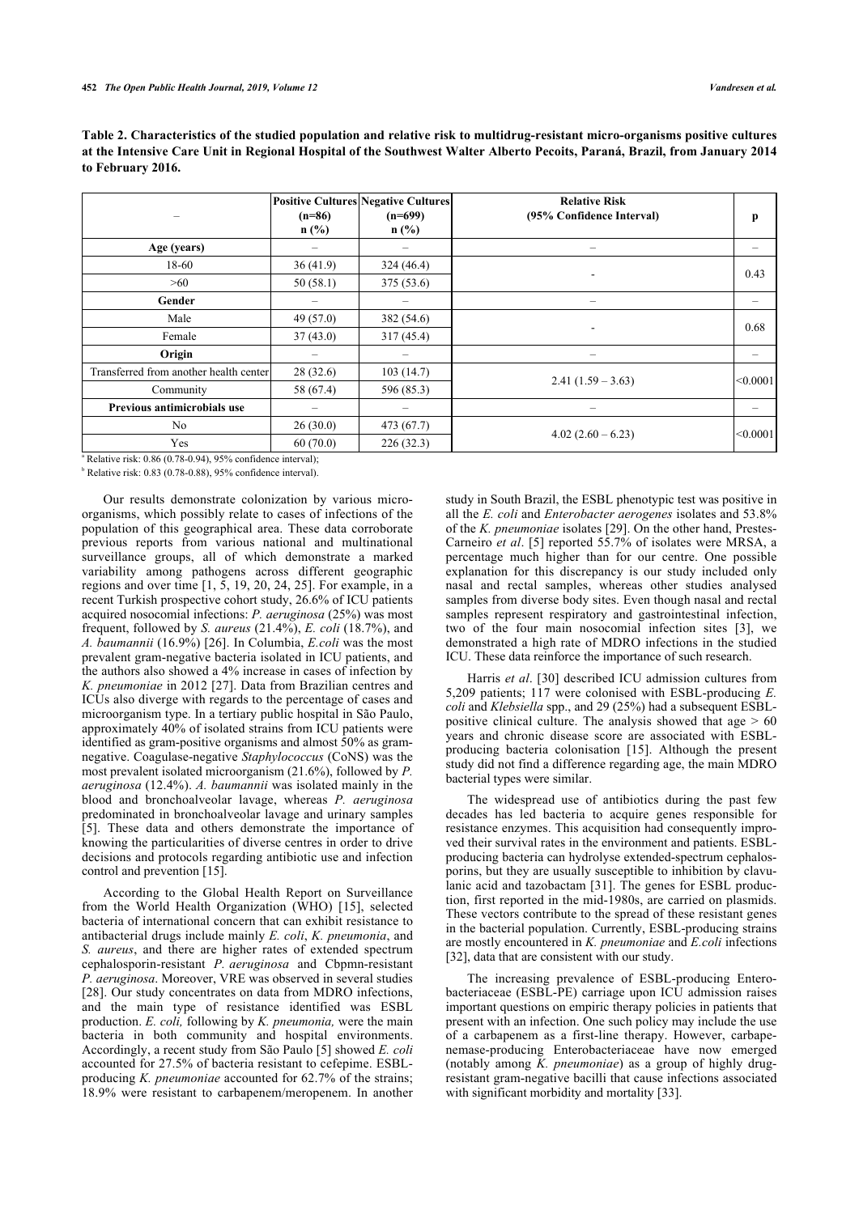**Table 2. Characteristics of the studied population and relative risk to multidrug-resistant micro-organisms positive cultures at the Intensive Care Unit in Regional Hospital of the Southwest Walter Alberto Pecoits, Paraná, Brazil, from January 2014 to February 2016.**

| – | Positive Cultures (n=86) n (%) | Negative Cultures (n=699) n (%) | Relative Risk (95% Confidence Interval) | p |
|---|---|---|---|---|
| **Age (years)** | – | – | – | – |
| 18-60 | 36 (41.9) | 324 (46.4) | - | 0.43 |
| >60 | 50 (58.1) | 375 (53.6) | | |
| **Gender** | – | – | – | – |
| Male | 49 (57.0) | 382 (54.6) | - | 0.68 |
| Female | 37 (43.0) | 317 (45.4) | | |
| **Origin** | – | – | – | – |
| Transferred from another health center | 28 (32.6) | 103 (14.7) | 2.41 (1.59 – 3.63) | <0.0001 |
| Community | 58 (67.4) | 596 (85.3) | | |
| **Previous antimicrobials use** | – | – | – | – |
| No | 26 (30.0) | 473 (67.7) | 4.02 (2.60 – 6.23) | <0.0001 |
| Yes | 60 (70.0) | 226 (32.3) | | |

[a] Relative risk: 0.86 (0.78-0.94), 95% confidence interval);

[b] Relative risk: 0.83 (0.78-0.88), 95% confidence interval).

Our results demonstrate colonization by various micro-organisms, which possibly relate to cases of infections of the population of this geographical area. These data corroborate previous reports from various national and multinational surveillance groups, all of which demonstrate a marked variability among pathogens across different geographic regions and over time [1, 5, 19, 20, 24, 25]. For example, in a recent Turkish prospective cohort study, 26.6% of ICU patients acquired nosocomial infections: *P. aeruginosa* (25%) was most frequent, followed by *S. aureus* (21.4%), *E. coli* (18.7%), and *A. baumannii* (16.9%) [26]. In Columbia, *E.coli* was the most prevalent gram-negative bacteria isolated in ICU patients, and the authors also showed a 4% increase in cases of infection by *K. pneumoniae* in 2012 [27]. Data from Brazilian centres and ICUs also diverge with regards to the percentage of cases and microorganism type. In a tertiary public hospital in São Paulo, approximately 40% of isolated strains from ICU patients were identified as gram-positive organisms and almost 50% as gram-negative. Coagulase-negative *Staphylococcus* (CoNS) was the most prevalent isolated microorganism (21.6%), followed by *P. aeruginosa* (12.4%). *A. baumannii* was isolated mainly in the blood and bronchoalveolar lavage, whereas *P. aeruginosa* predominated in bronchoalveolar lavage and urinary samples [5]. These data and others demonstrate the importance of knowing the particularities of diverse centres in order to drive decisions and protocols regarding antibiotic use and infection control and prevention [15].

According to the Global Health Report on Surveillance from the World Health Organization (WHO) [15], selected bacteria of international concern that can exhibit resistance to antibacterial drugs include mainly *E. coli*, *K. pneumonia*, and *S. aureus*, and there are higher rates of extended spectrum cephalosporin-resistant *P. aeruginosa* and Cbpmn-resistant *P. aeruginosa*. Moreover, VRE was observed in several studies [28]. Our study concentrates on data from MDRO infections, and the main type of resistance identified was ESBL production. *E. coli,* following by *K. pneumonia,* were the main bacteria in both community and hospital environments. Accordingly, a recent study from São Paulo [5] showed *E. coli* accounted for 27.5% of bacteria resistant to cefepime. ESBL-producing *K. pneumoniae* accounted for 62.7% of the strains; 18.9% were resistant to carbapenem/meropenem. In another study in South Brazil, the ESBL phenotypic test was positive in all the *E. coli* and *Enterobacter aerogenes* isolates and 53.8% of the *K. pneumoniae* isolates [29]. On the other hand, Prestes-Carneiro *et al*. [5] reported 55.7% of isolates were MRSA, a percentage much higher than for our centre. One possible explanation for this discrepancy is our study included only nasal and rectal samples, whereas other studies analysed samples from diverse body sites. Even though nasal and rectal samples represent respiratory and gastrointestinal infection, two of the four main nosocomial infection sites [3], we demonstrated a high rate of MDRO infections in the studied ICU. These data reinforce the importance of such research.

Harris *et al*. [30] described ICU admission cultures from 5,209 patients; 117 were colonised with ESBL-producing *E. coli* and *Klebsiella* spp., and 29 (25%) had a subsequent ESBL-positive clinical culture. The analysis showed that age > 60 years and chronic disease score are associated with ESBL-producing bacteria colonisation [15]. Although the present study did not find a difference regarding age, the main MDRO bacterial types were similar.

The widespread use of antibiotics during the past few decades has led bacteria to acquire genes responsible for resistance enzymes. This acquisition had consequently improved their survival rates in the environment and patients. ESBL-producing bacteria can hydrolyse extended-spectrum cephalosporins, but they are usually susceptible to inhibition by clavulanic acid and tazobactam [31]. The genes for ESBL production, first reported in the mid-1980s, are carried on plasmids. These vectors contribute to the spread of these resistant genes in the bacterial population. Currently, ESBL-producing strains are mostly encountered in *K. pneumoniae* and *E.coli* infections [32], data that are consistent with our study.

The increasing prevalence of ESBL-producing Enterobacteriaceae (ESBL-PE) carriage upon ICU admission raises important questions on empiric therapy policies in patients that present with an infection. One such policy may include the use of a carbapenem as a first-line therapy. However, carbapenemase-producing Enterobacteriaceae have now emerged (notably among *K. pneumoniae*) as a group of highly drug-resistant gram-negative bacilli that cause infections associated with significant morbidity and mortality [33].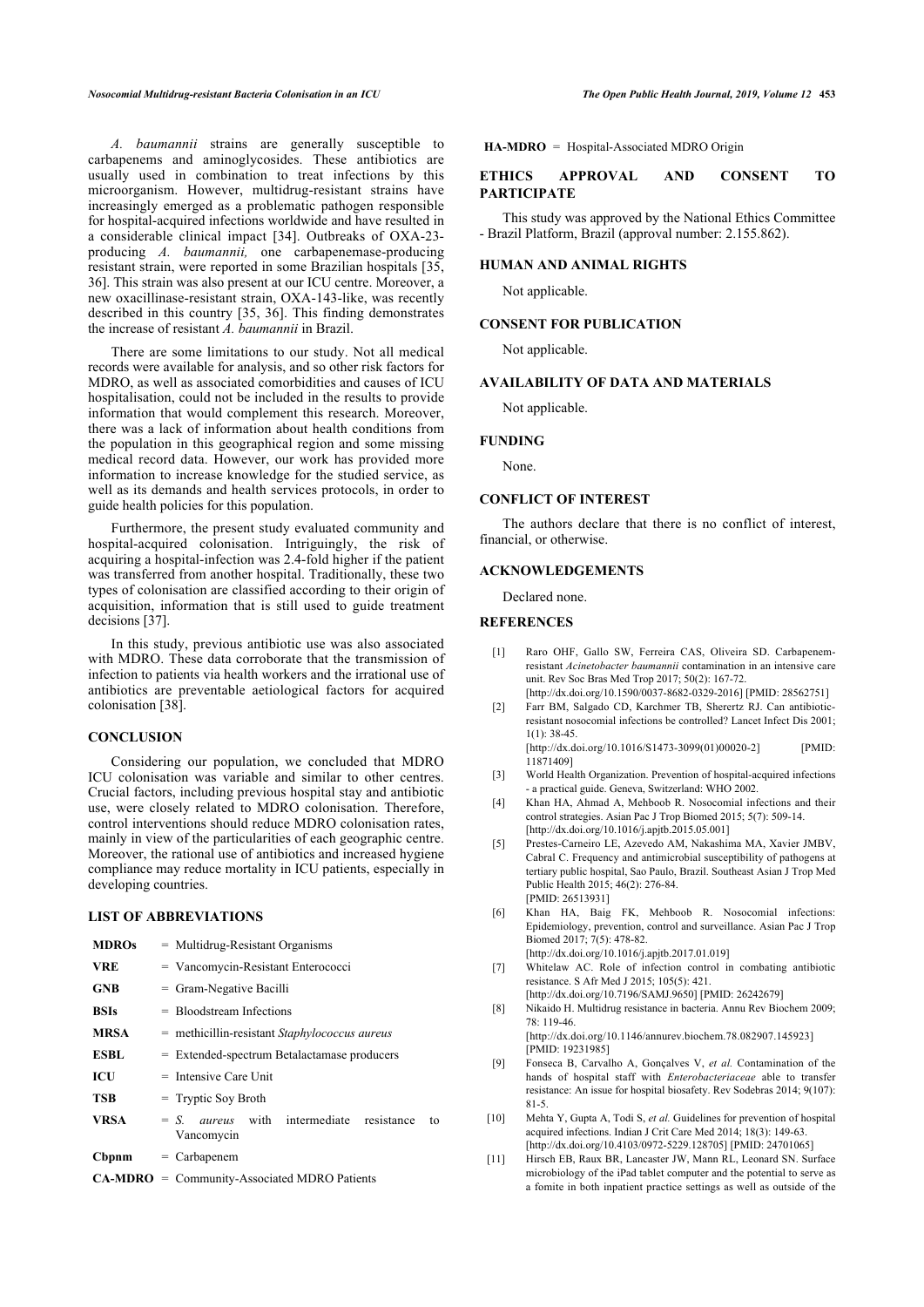*A. baumannii* strains are generally susceptible to carbapenems and aminoglycosides. These antibiotics are usually used in combination to treat infections by this microorganism. However, multidrug-resistant strains have increasingly emerged as a problematic pathogen responsible for hospital-acquired infections worldwide and have resulted in a considerable clinical impact [34]. Outbreaks of OXA-23-producing *A. baumannii,* one carbapenemase-producing resistant strain, were reported in some Brazilian hospitals [35, 36]. This strain was also present at our ICU centre. Moreover, a new oxacillinase-resistant strain, OXA-143-like, was recently described in this country [35, 36]. This finding demonstrates the increase of resistant *A. baumannii* in Brazil.

There are some limitations to our study. Not all medical records were available for analysis, and so other risk factors for MDRO, as well as associated comorbidities and causes of ICU hospitalisation, could not be included in the results to provide information that would complement this research. Moreover, there was a lack of information about health conditions from the population in this geographical region and some missing medical record data. However, our work has provided more information to increase knowledge for the studied service, as well as its demands and health services protocols, in order to guide health policies for this population.

Furthermore, the present study evaluated community and hospital-acquired colonisation. Intriguingly, the risk of acquiring a hospital-infection was 2.4-fold higher if the patient was transferred from another hospital. Traditionally, these two types of colonisation are classified according to their origin of acquisition, information that is still used to guide treatment decisions [37].

In this study, previous antibiotic use was also associated with MDRO. These data corroborate that the transmission of infection to patients via health workers and the irrational use of antibiotics are preventable aetiological factors for acquired colonisation [38].

## CONCLUSION

Considering our population, we concluded that MDRO ICU colonisation was variable and similar to other centres. Crucial factors, including previous hospital stay and antibiotic use, were closely related to MDRO colonisation. Therefore, control interventions should reduce MDRO colonisation rates, mainly in view of the particularities of each geographic centre. Moreover, the rational use of antibiotics and increased hygiene compliance may reduce mortality in ICU patients, especially in developing countries.

## LIST OF ABBREVIATIONS

| | |
|---|---|
| **MDROs** | = Multidrug-Resistant Organisms |
| **VRE** | = Vancomycin-Resistant Enterococci |
| **GNB** | = Gram-Negative Bacilli |
| **BSIs** | = Bloodstream Infections |
| **MRSA** | = methicillin-resistant *Staphylococcus aureus* |
| **ESBL** | = Extended-spectrum Betalactamase producers |
| **ICU** | = Intensive Care Unit |
| **TSB** | = Tryptic Soy Broth |
| **VRSA** | = *S. aureus* with intermediate resistance to Vancomycin |
| **Cbpnm** | = Carbapenem |
| **CA-MDRO** | = Community-Associated MDRO Patients |
| **HA-MDRO** | = Hospital-Associated MDRO Origin |

## ETHICS APPROVAL AND CONSENT TO PARTICIPATE

This study was approved by the National Ethics Committee - Brazil Platform, Brazil (approval number: 2.155.862).

## HUMAN AND ANIMAL RIGHTS

Not applicable.

## CONSENT FOR PUBLICATION

Not applicable.

## AVAILABILITY OF DATA AND MATERIALS

Not applicable.

## FUNDING

None.

## CONFLICT OF INTEREST

The authors declare that there is no conflict of interest, financial, or otherwise.

## ACKNOWLEDGEMENTS

Declared none.

## REFERENCES

[1] Raro OHF, Gallo SW, Ferreira CAS, Oliveira SD. Carbapenem-resistant *Acinetobacter baumannii* contamination in an intensive care unit. Rev Soc Bras Med Trop 2017; 50(2): 167-72. [http://dx.doi.org/10.1590/0037-8682-0329-2016] [PMID: 28562751]

[2] Farr BM, Salgado CD, Karchmer TB, Sherertz RJ. Can antibiotic-resistant nosocomial infections be controlled? Lancet Infect Dis 2001; 1(1): 38-45. [http://dx.doi.org/10.1016/S1473-3099(01)00020-2] [PMID: 11871409]

[3] World Health Organization. Prevention of hospital-acquired infections - a practical guide. Geneva, Switzerland: WHO 2002.

[4] Khan HA, Ahmad A, Mehboob R. Nosocomial infections and their control strategies. Asian Pac J Trop Biomed 2015; 5(7): 509-14. [http://dx.doi.org/10.1016/j.apjtb.2015.05.001]

[5] Prestes-Carneiro LE, Azevedo AM, Nakashima MA, Xavier JMBV, Cabral C. Frequency and antimicrobial susceptibility of pathogens at tertiary public hospital, Sao Paulo, Brazil. Southeast Asian J Trop Med Public Health 2015; 46(2): 276-84. [PMID: 26513931]

[6] Khan HA, Baig FK, Mehboob R. Nosocomial infections: Epidemiology, prevention, control and surveillance. Asian Pac J Trop Biomed 2017; 7(5): 478-82. [http://dx.doi.org/10.1016/j.apjtb.2017.01.019]

[7] Whitelaw AC. Role of infection control in combating antibiotic resistance. S Afr Med J 2015; 105(5): 421. [http://dx.doi.org/10.7196/SAMJ.9650] [PMID: 26242679]

[8] Nikaido H. Multidrug resistance in bacteria. Annu Rev Biochem 2009; 78: 119-46. [http://dx.doi.org/10.1146/annurev.biochem.78.082907.145923] [PMID: 19231985]

[9] Fonseca B, Carvalho A, Gonçalves V, *et al.* Contamination of the hands of hospital staff with *Enterobacteriaceae* able to transfer resistance: An issue for hospital biosafety. Rev Sodebras 2014; 9(107): 81-5.

[10] Mehta Y, Gupta A, Todi S, *et al.* Guidelines for prevention of hospital acquired infections. Indian J Crit Care Med 2014; 18(3): 149-63. [http://dx.doi.org/10.4103/0972-5229.128705] [PMID: 24701065]

[11] Hirsch EB, Raux BR, Lancaster JW, Mann RL, Leonard SN. Surface microbiology of the iPad tablet computer and the potential to serve as a fomite in both inpatient practice settings as well as outside of the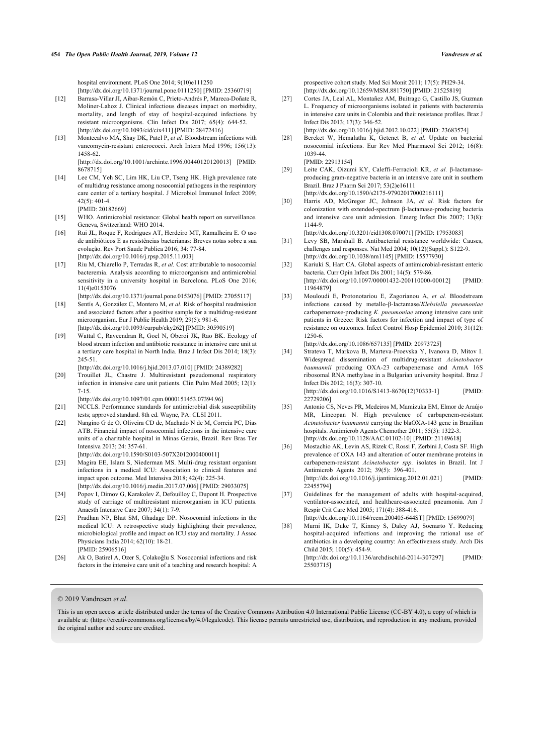hospital environment. PLoS One 2014; 9(10)e111250 [http://dx.doi.org/10.1371/journal.pone.0111250] [PMID: 25360719]

[12] Barrasa-Villar JI, Aibar-Remón C, Prieto-Andrés P, Mareca-Doñate R, Moliner-Lahoz J. Clinical infectious diseases impact on morbidity, mortality, and length of stay of hospital-acquired infections by resistant microorganisms. Clin Infect Dis 2017; 65(4): 644-52. [http://dx.doi.org/10.1093/cid/cix411] [PMID: 28472416]

[13] Montecalvo MA, Shay DK, Patel P, *et al.* Bloodstream infections with vancomycin-resistant enterococci. Arch Intern Med 1996; 156(13): 1458-62. [http://dx.doi.org/10.1001/archinte.1996.00440120120013] [PMID: 8678715]

[14] Lee CM, Yeh SC, Lim HK, Liu CP, Tseng HK. High prevalence rate of multidrug resistance among nosocomial pathogens in the respiratory care center of a tertiary hospital. J Microbiol Immunol Infect 2009; 42(5): 401-4. [PMID: 20182669]

[15] WHO. Antimicrobial resistance: Global health report on surveillance. Geneva, Switzerland: WHO 2014.

[16] Rui JL, Roque F, Rodrigues AT, Herdeiro MT, Ramalheira E. O uso de antibióticos E as resistências bacterianas: Breves notas sobre a sua evolução. Rev Port Saude Publica 2016; 34: 77-84. [http://dx.doi.org/10.1016/j.rpsp.2015.11.003]

[17] Riu M, Chiarello P, Terradas R, *et al.* Cost attributable to nosocomial bacteremia. Analysis according to microorganism and antimicrobial sensitivity in a university hospital in Barcelona. PLoS One 2016; 11(4)e0153076 [http://dx.doi.org/10.1371/journal.pone.0153076] [PMID: 27055117]

[18] Sentís A, González C, Montero M, *et al.* Risk of hospital readmission and associated factors after a positive sample for a multidrug-resistant microorganism. Eur J Public Health 2019; 29(5): 981-6. [http://dx.doi.org/10.1093/eurpub/cky262] [PMID: 30590519]

[19] Wattal C, Raveendran R, Goel N, Oberoi JK, Rao BK. Ecology of blood stream infection and antibiotic resistance in intensive care unit at a tertiary care hospital in North India. Braz J Infect Dis 2014; 18(3): 245-51. [http://dx.doi.org/10.1016/j.bjid.2013.07.010] [PMID: 24389282]

[20] Trouillet JL, Chastre J. Multiresistant pseudomonal respiratory infection in intensive care unit patients. Clin Pulm Med 2005; 12(1): 7-15. [http://dx.doi.org/10.1097/01.cpm.0000151453.07394.96]

[21] NCCLS. Performance standards for antimicrobial disk susceptibility tests; approved standard. 8th ed. Wayne, PA: CLSI 2011.

[22] Nangino G de O. Oliveira CD de, Machado N de M, Correia PC, Dias ATB. Financial impact of nosocomial infections in the intensive care units of a charitable hospital in Minas Gerais, Brazil. Rev Bras Ter Intensiva 2013; 24: 357-61. [http://dx.doi.org/10.1590/S0103-507X2012000400011]

[23] Magira EE, Islam S, Niederman MS. Multi-drug resistant organism infections in a medical ICU: Association to clinical features and impact upon outcome. Med Intensiva 2018; 42(4): 225-34. [http://dx.doi.org/10.1016/j.medin.2017.07.006] [PMID: 29033075]

[24] Popov I, Dimov G, Karakolev Z, Defouilloy C, Dupont H. Prospective study of carriage of multiresistant microorganism in ICU patients. Anaesth Intensive Care 2007; 34(1): 7-9.

[25] Pradhan NP, Bhat SM, Ghadage DP. Nosocomial infections in the medical ICU: A retrospective study highlighting their prevalence, microbiological profile and impact on ICU stay and mortality. J Assoc Physicians India 2014; 62(10): 18-21. [PMID: 25906516]

[26] Ak O, Batirel A, Ozer S, Çolakoğlu S. Nosocomial infections and risk factors in the intensive care unit of a teaching and research hospital: A prospective cohort study. Med Sci Monit 2011; 17(5): PH29-34. [http://dx.doi.org/10.12659/MSM.881750] [PMID: 21525819]

[27] Cortes JA, Leal AL, Montañez AM, Buitrago G, Castillo JS, Guzman L. Frequency of microorganisms isolated in patients with bacteremia in intensive care units in Colombia and their resistance profiles. Braz J Infect Dis 2013; 17(3): 346-52. [http://dx.doi.org/10.1016/j.bjid.2012.10.022] [PMID: 23683574]

[28] Bereket W, Hemalatha K, Getenet B, *et al.* Update on bacterial nosocomial infections. Eur Rev Med Pharmacol Sci 2012; 16(8): 1039-44. [PMID: 22913154]

[29] Leite CAK, Oizumi KY, Caleffi-Ferracioli KR, *et al.* β-lactamase-producing gram-negative bacteria in an intensive care unit in southern Brazil. Braz J Pharm Sci 2017; 53(2)e16111 [http://dx.doi.org/10.1590/s2175-97902017000216111]

[30] Harris AD, McGregor JC, Johnson JA, *et al.* Risk factors for colonization with extended-spectrum β-lactamase-producing bacteria and intensive care unit admission. Emerg Infect Dis 2007; 13(8): 1144-9. [http://dx.doi.org/10.3201/eid1308.070071] [PMID: 17953083]

[31] Levy SB, Marshall B. Antibacterial resistance worldwide: Causes, challenges and responses. Nat Med 2004; 10(12)(Suppl.): S122-9. [http://dx.doi.org/10.1038/nm1145] [PMID: 15577930]

[32] Kariuki S, Hart CA. Global aspects of antimicrobial-resistant enteric bacteria. Curr Opin Infect Dis 2001; 14(5): 579-86. [http://dx.doi.org/10.1097/00001432-200110000-00012] [PMID: 11964879]

[33] Mouloudi E, Protonotariou E, Zagorianou A, *et al.* Bloodstream infections caused by metallo-β-lactamase/*Klebsiella pneumoniae* carbapenemase-producing *K. pneumoniae* among intensive care unit patients in Greece: Risk factors for infection and impact of type of resistance on outcomes. Infect Control Hosp Epidemiol 2010; 31(12): 1250-6. [http://dx.doi.org/10.1086/657135] [PMID: 20973725]

[34] Strateva T, Markova B, Marteva-Proevska Y, Ivanova D, Mitov I. Widespread dissemination of multidrug-resistant *Acinetobacter baumannii* producing OXA-23 carbapenemase and ArmA 16S ribosomal RNA methylase in a Bulgarian university hospital. Braz J Infect Dis 2012; 16(3): 307-10. [http://dx.doi.org/10.1016/S1413-8670(12)70333-1] [PMID: 22729206]

[35] Antonio CS, Neves PR, Medeiros M, Mamizuka EM, Elmor de Araújo MR, Lincopan N. High prevalence of carbapenem-resistant *Acinetobacter baumannii* carrying the blaOXA-143 gene in Brazilian hospitals. Antimicrob Agents Chemother 2011; 55(3): 1322-3. [http://dx.doi.org/10.1128/AAC.01102-10] [PMID: 21149618]

[36] Mostachio AK, Levin AS, Rizek C, Rossi F, Zerbini J, Costa SF. High prevalence of OXA 143 and alteration of outer membrane proteins in carbapenem-resistant *Acinetobacter spp.* isolates in Brazil. Int J Antimicrob Agents 2012; 39(5): 396-401. [http://dx.doi.org/10.1016/j.ijantimicag.2012.01.021] [PMID: 22455794]

[37] Guidelines for the management of adults with hospital-acquired, ventilator-associated, and healthcare-associated pneumonia. Am J Respir Crit Care Med 2005; 171(4): 388-416. [http://dx.doi.org/10.1164/rccm.200405-644ST] [PMID: 15699079]

[38] Murni IK, Duke T, Kinney S, Daley AJ, Soenarto Y. Reducing hospital-acquired infections and improving the rational use of antibiotics in a developing country: An effectiveness study. Arch Dis Child 2015; 100(5): 454-9. [http://dx.doi.org/10.1136/archdischild-2014-307297] [PMID: 25503715]

© 2019 Vandresen *et al*.

This is an open access article distributed under the terms of the Creative Commons Attribution 4.0 International Public License (CC-BY 4.0), a copy of which is available at: (https://creativecommons.org/licenses/by/4.0/legalcode). This license permits unrestricted use, distribution, and reproduction in any medium, provided the original author and source are credited.